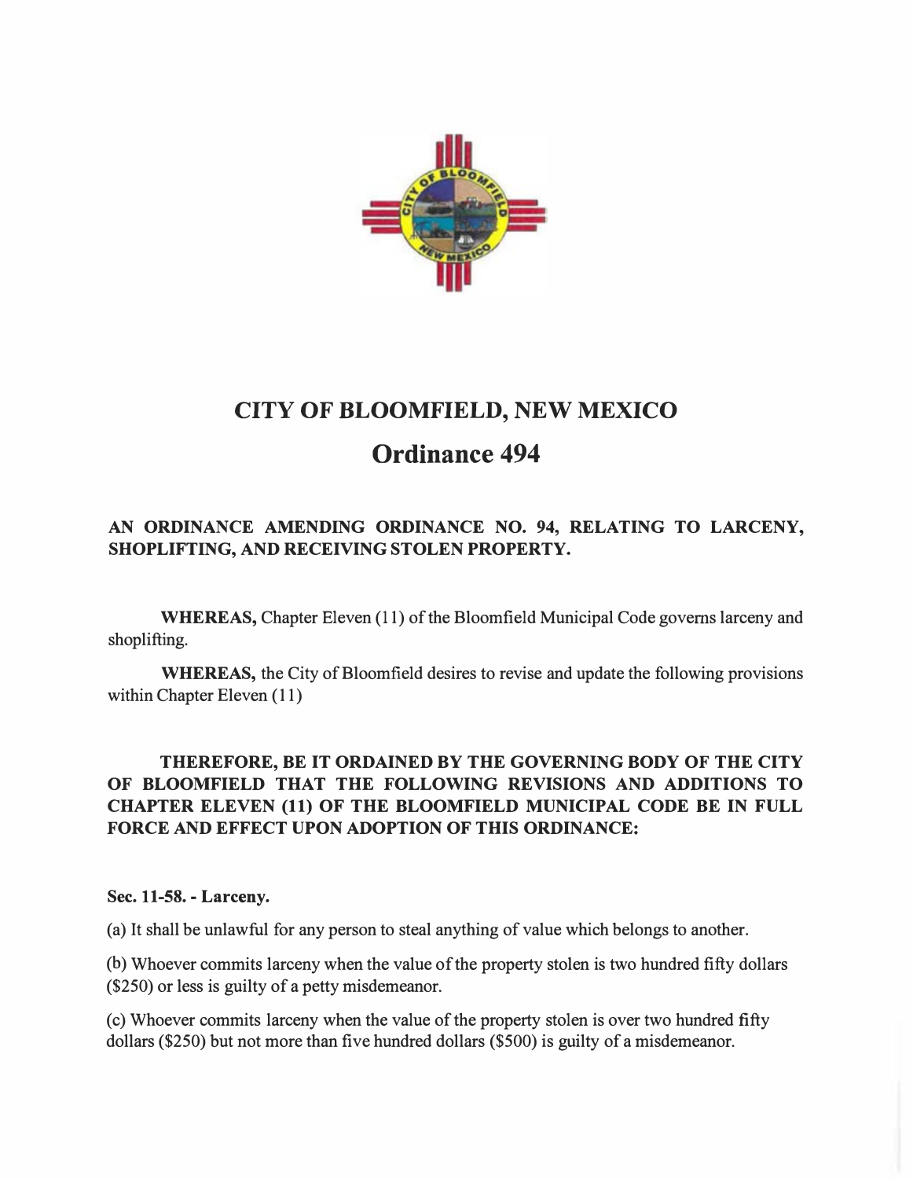# CITY OF BLOOMFIELD, NEW MEXICO

## Ordinance 494

**AN ORDINANCE AMENDING ORDINANCE NO. 94, RELATING TO LARCENY, SHOPLIFTING, AND RECEIVING STOLEN PROPERTY.**

**WHEREAS,** Chapter Eleven (11) of the Bloomfield Municipal Code governs larceny and shoplifting.

**WHEREAS,** the City of Bloomfield desires to revise and update the following provisions within Chapter Eleven (11)

**THEREFORE, BE IT ORDAINED BY THE GOVERNING BODY OF THE CITY OF BLOOMFIELD THAT THE FOLLOWING REVISIONS AND ADDITIONS TO CHAPTER ELEVEN (11) OF THE BLOOMFIELD MUNICIPAL CODE BE IN FULL FORCE AND EFFECT UPON ADOPTION OF THIS ORDINANCE:**

**Sec. 11-58. - Larceny.**

(a) It shall be unlawful for any person to steal anything of value which belongs to another.

(b) Whoever commits larceny when the value of the property stolen is two hundred fifty dollars ($250) or less is guilty of a petty misdemeanor.

(c) Whoever commits larceny when the value of the property stolen is over two hundred fifty dollars ($250) but not more than five hundred dollars ($500) is guilty of a misdemeanor.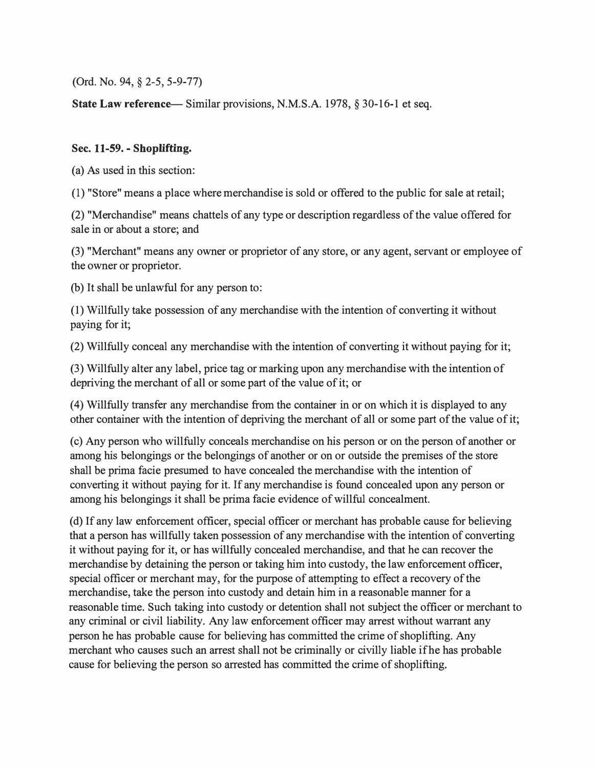(Ord. No. 94, § 2-5, 5-9-77)

**State Law reference**— Similar provisions, N.M.S.A. 1978, § 30-16-1 et seq.

**Sec. 11-59. - Shoplifting.**

(a) As used in this section:

(1) "Store" means a place where merchandise is sold or offered to the public for sale at retail;

(2) "Merchandise" means chattels of any type or description regardless of the value offered for sale in or about a store; and

(3) "Merchant" means any owner or proprietor of any store, or any agent, servant or employee of the owner or proprietor.

(b) It shall be unlawful for any person to:

(1) Willfully take possession of any merchandise with the intention of converting it without paying for it;

(2) Willfully conceal any merchandise with the intention of converting it without paying for it;

(3) Willfully alter any label, price tag or marking upon any merchandise with the intention of depriving the merchant of all or some part of the value of it; or

(4) Willfully transfer any merchandise from the container in or on which it is displayed to any other container with the intention of depriving the merchant of all or some part of the value of it;

(c) Any person who willfully conceals merchandise on his person or on the person of another or among his belongings or the belongings of another or on or outside the premises of the store shall be prima facie presumed to have concealed the merchandise with the intention of converting it without paying for it. If any merchandise is found concealed upon any person or among his belongings it shall be prima facie evidence of willful concealment.

(d) If any law enforcement officer, special officer or merchant has probable cause for believing that a person has willfully taken possession of any merchandise with the intention of converting it without paying for it, or has willfully concealed merchandise, and that he can recover the merchandise by detaining the person or taking him into custody, the law enforcement officer, special officer or merchant may, for the purpose of attempting to effect a recovery of the merchandise, take the person into custody and detain him in a reasonable manner for a reasonable time. Such taking into custody or detention shall not subject the officer or merchant to any criminal or civil liability. Any law enforcement officer may arrest without warrant any person he has probable cause for believing has committed the crime of shoplifting. Any merchant who causes such an arrest shall not be criminally or civilly liable if he has probable cause for believing the person so arrested has committed the crime of shoplifting.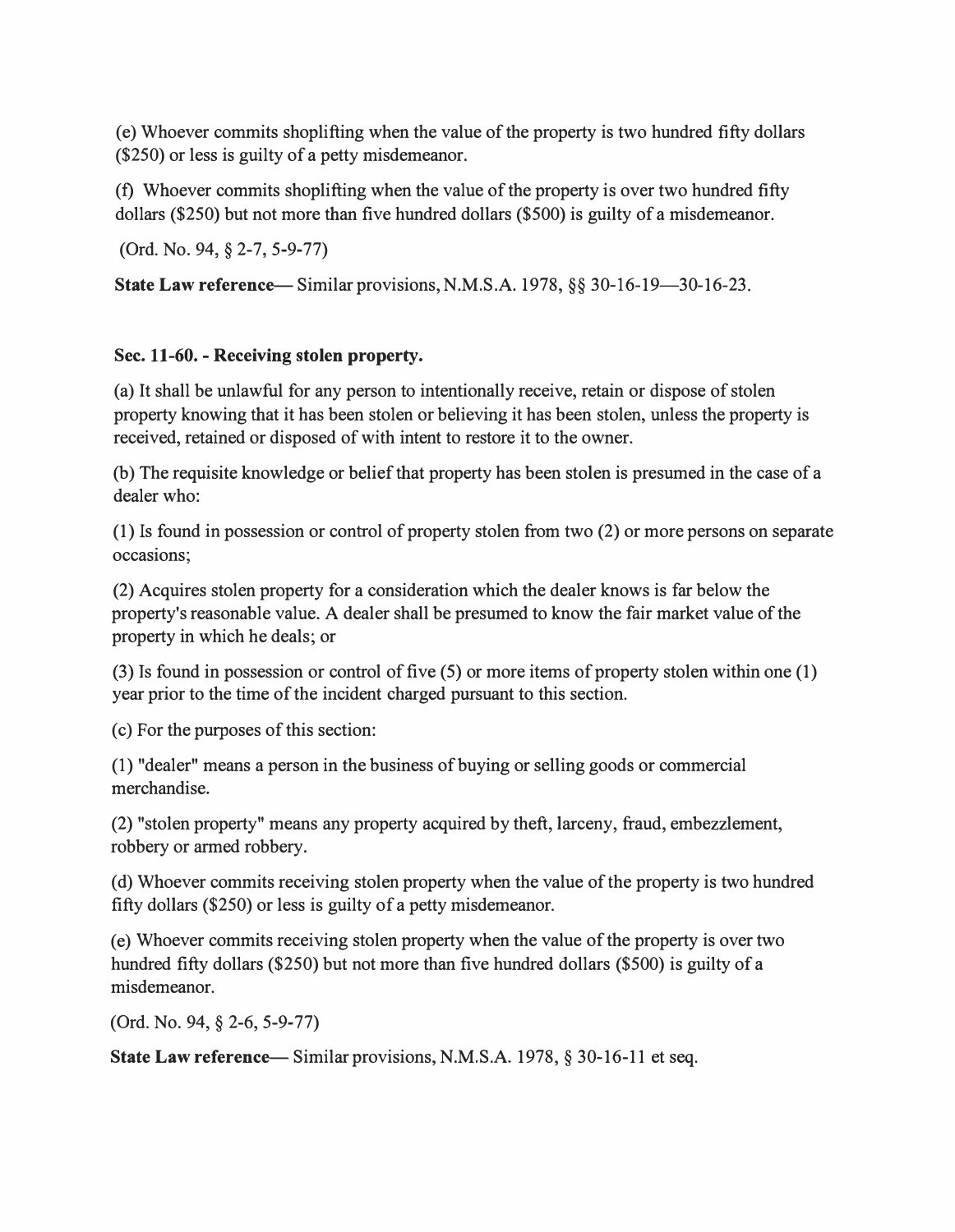(e) Whoever commits shoplifting when the value of the property is two hundred fifty dollars ($250) or less is guilty of a petty misdemeanor.

(f) Whoever commits shoplifting when the value of the property is over two hundred fifty dollars ($250) but not more than five hundred dollars ($500) is guilty of a misdemeanor.

(Ord. No. 94, § 2-7, 5-9-77)

**State Law reference**— Similar provisions, N.M.S.A. 1978, §§ 30-16-19—30-16-23.

**Sec. 11-60. - Receiving stolen property.**

(a) It shall be unlawful for any person to intentionally receive, retain or dispose of stolen property knowing that it has been stolen or believing it has been stolen, unless the property is received, retained or disposed of with intent to restore it to the owner.

(b) The requisite knowledge or belief that property has been stolen is presumed in the case of a dealer who:

(1) Is found in possession or control of property stolen from two (2) or more persons on separate occasions;

(2) Acquires stolen property for a consideration which the dealer knows is far below the property's reasonable value. A dealer shall be presumed to know the fair market value of the property in which he deals; or

(3) Is found in possession or control of five (5) or more items of property stolen within one (1) year prior to the time of the incident charged pursuant to this section.

(c) For the purposes of this section:

(1) "dealer" means a person in the business of buying or selling goods or commercial merchandise.

(2) "stolen property" means any property acquired by theft, larceny, fraud, embezzlement, robbery or armed robbery.

(d) Whoever commits receiving stolen property when the value of the property is two hundred fifty dollars ($250) or less is guilty of a petty misdemeanor.

(e) Whoever commits receiving stolen property when the value of the property is over two hundred fifty dollars ($250) but not more than five hundred dollars ($500) is guilty of a misdemeanor.

(Ord. No. 94, § 2-6, 5-9-77)

**State Law reference**— Similar provisions, N.M.S.A. 1978, § 30-16-11 et seq.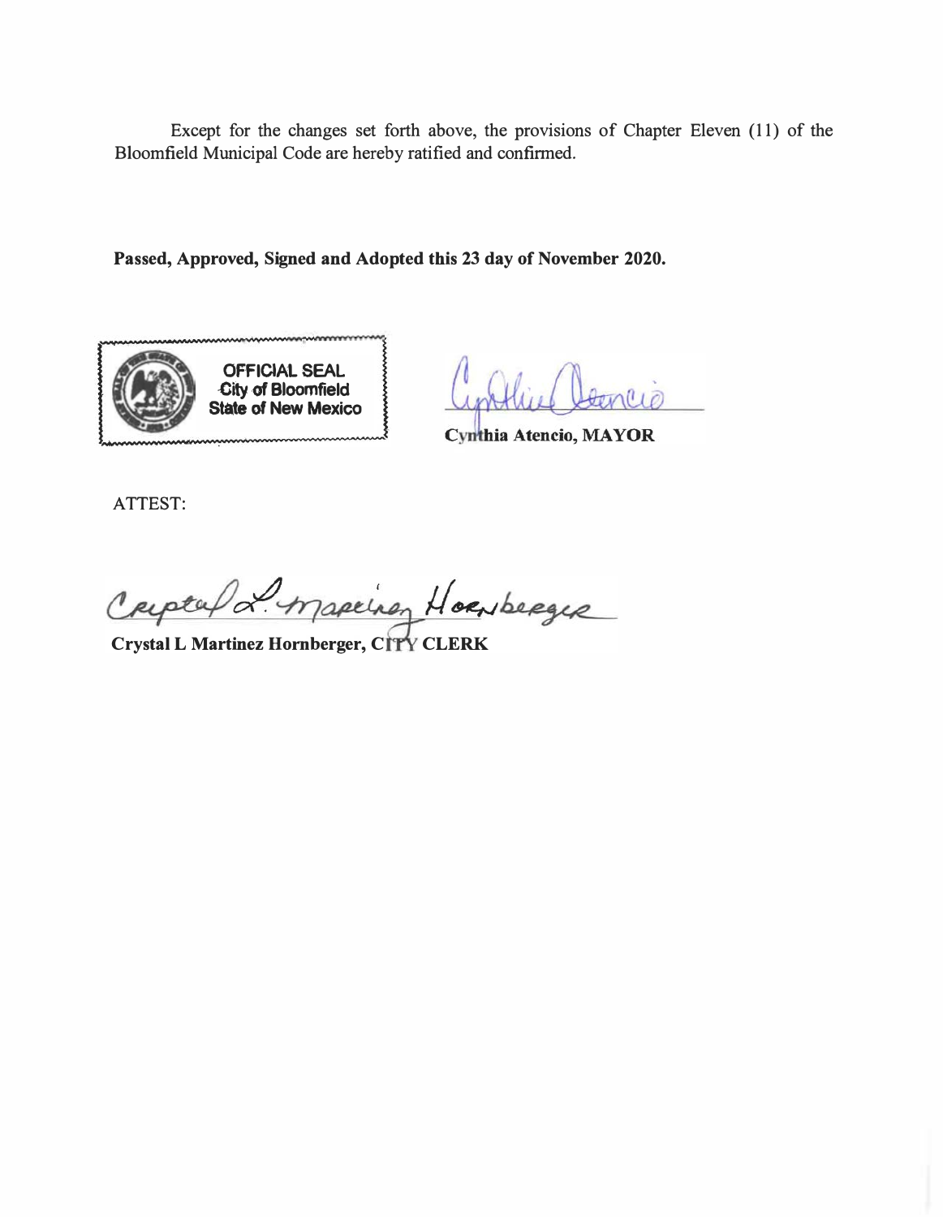Except for the changes set forth above, the provisions of Chapter Eleven (11) of the Bloomfield Municipal Code are hereby ratified and confirmed.

**Passed, Approved, Signed and Adopted this 23 day of November 2020.**

OFFICIAL SEAL
City of Bloomfield
State of New Mexico

**Cynthia Atencio, MAYOR**

ATTEST:

**Crystal L Martinez Hornberger, CITY CLERK**